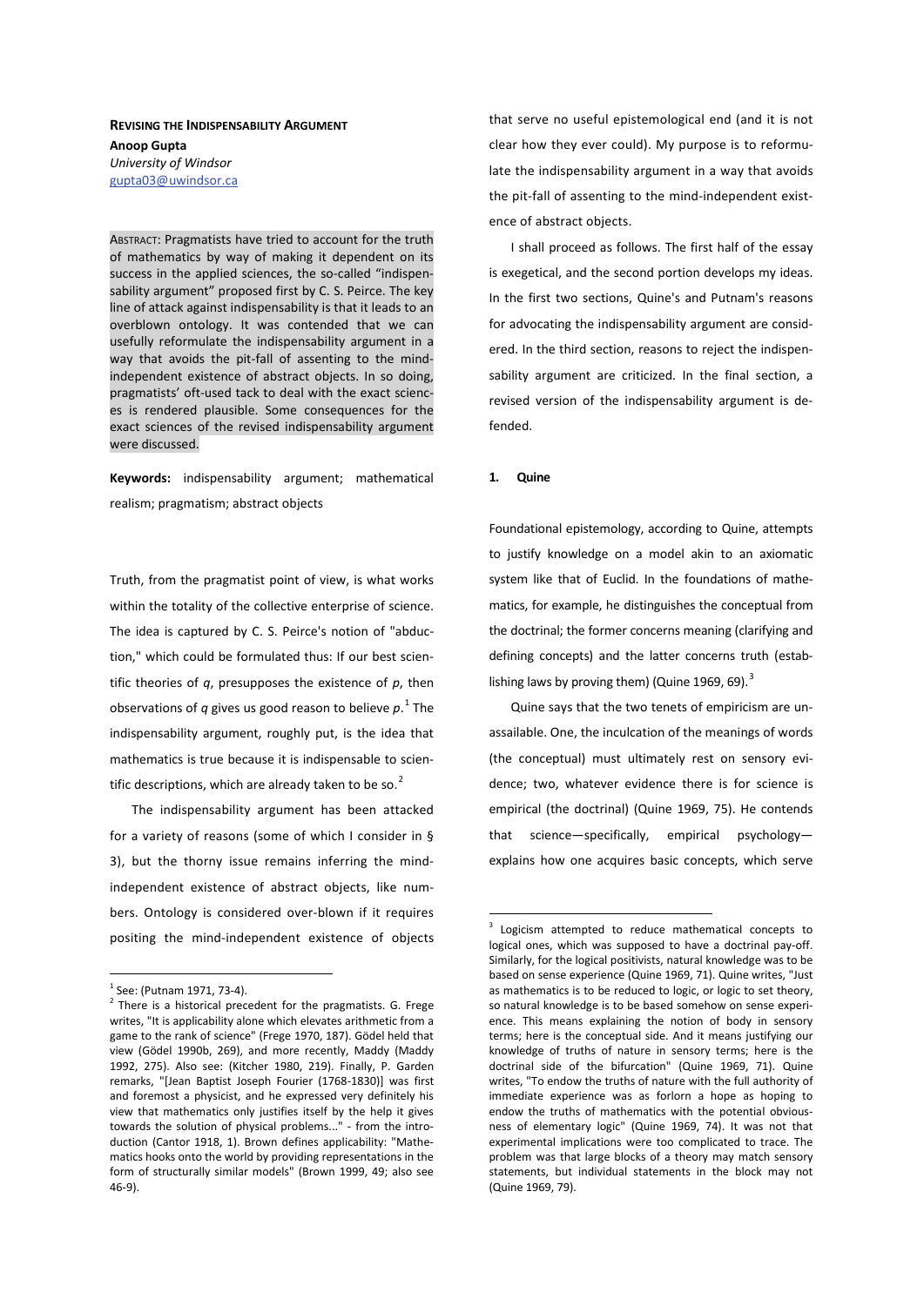**REVISING THE INDISPENSABILITY ARGUMENT**

**Anoop Gupta**
*University of Windsor*
gupta03@uwindsor.ca

ABSTRACT: Pragmatists have tried to account for the truth of mathematics by way of making it dependent on its success in the applied sciences, the so-called "indispensability argument" proposed first by C. S. Peirce. The key line of attack against indispensability is that it leads to an overblown ontology. It was contended that we can usefully reformulate the indispensability argument in a way that avoids the pit-fall of assenting to the mind-independent existence of abstract objects. In so doing, pragmatists' oft-used tack to deal with the exact sciences is rendered plausible. Some consequences for the exact sciences of the revised indispensability argument were discussed.

**Keywords:** indispensability argument; mathematical realism; pragmatism; abstract objects

Truth, from the pragmatist point of view, is what works within the totality of the collective enterprise of science. The idea is captured by C. S. Peirce's notion of "abduction," which could be formulated thus: If our best scientific theories of *q*, presupposes the existence of *p*, then observations of *q* gives us good reason to believe *p*.[1] The indispensability argument, roughly put, is the idea that mathematics is true because it is indispensable to scientific descriptions, which are already taken to be so.[2]

The indispensability argument has been attacked for a variety of reasons (some of which I consider in § 3), but the thorny issue remains inferring the mind-independent existence of abstract objects, like numbers. Ontology is considered over-blown if it requires positing the mind-independent existence of objects that serve no useful epistemological end (and it is not clear how they ever could). My purpose is to reformulate the indispensability argument in a way that avoids the pit-fall of assenting to the mind-independent existence of abstract objects.

I shall proceed as follows. The first half of the essay is exegetical, and the second portion develops my ideas. In the first two sections, Quine's and Putnam's reasons for advocating the indispensability argument are considered. In the third section, reasons to reject the indispensability argument are criticized. In the final section, a revised version of the indispensability argument is defended.

## 1. Quine

Foundational epistemology, according to Quine, attempts to justify knowledge on a model akin to an axiomatic system like that of Euclid. In the foundations of mathematics, for example, he distinguishes the conceptual from the doctrinal; the former concerns meaning (clarifying and defining concepts) and the latter concerns truth (establishing laws by proving them) (Quine 1969, 69).[3]

Quine says that the two tenets of empiricism are unassailable. One, the inculcation of the meanings of words (the conceptual) must ultimately rest on sensory evidence; two, whatever evidence there is for science is empirical (the doctrinal) (Quine 1969, 75). He contends that science—specifically, empirical psychology—explains how one acquires basic concepts, which serve

---

[1] See: (Putnam 1971, 73-4).

[2] There is a historical precedent for the pragmatists. G. Frege writes, "It is applicability alone which elevates arithmetic from a game to the rank of science" (Frege 1970, 187). Gödel held that view (Gödel 1990b, 269), and more recently, Maddy (Maddy 1992, 275). Also see: (Kitcher 1980, 219). Finally, P. Garden remarks, "[Jean Baptist Joseph Fourier (1768-1830)] was first and foremost a physicist, and he expressed very definitely his view that mathematics only justifies itself by the help it gives towards the solution of physical problems..." - from the introduction (Cantor 1918, 1). Brown defines applicability: "Mathematics hooks onto the world by providing representations in the form of structurally similar models" (Brown 1999, 49; also see 46-9).

[3] Logicism attempted to reduce mathematical concepts to logical ones, which was supposed to have a doctrinal pay-off. Similarly, for the logical positivists, natural knowledge was to be based on sense experience (Quine 1969, 71). Quine writes, "Just as mathematics is to be reduced to logic, or logic to set theory, so natural knowledge is to be based somehow on sense experience. This means explaining the notion of body in sensory terms; here is the conceptual side. And it means justifying our knowledge of truths of nature in sensory terms; here is the doctrinal side of the bifurcation" (Quine 1969, 71). Quine writes, "To endow the truths of nature with the full authority of immediate experience was as forlorn a hope as hoping to endow the truths of mathematics with the potential obviousness of elementary logic" (Quine 1969, 74). It was not that experimental implications were too complicated to trace. The problem was that large blocks of a theory may match sensory statements, but individual statements in the block may not (Quine 1969, 79).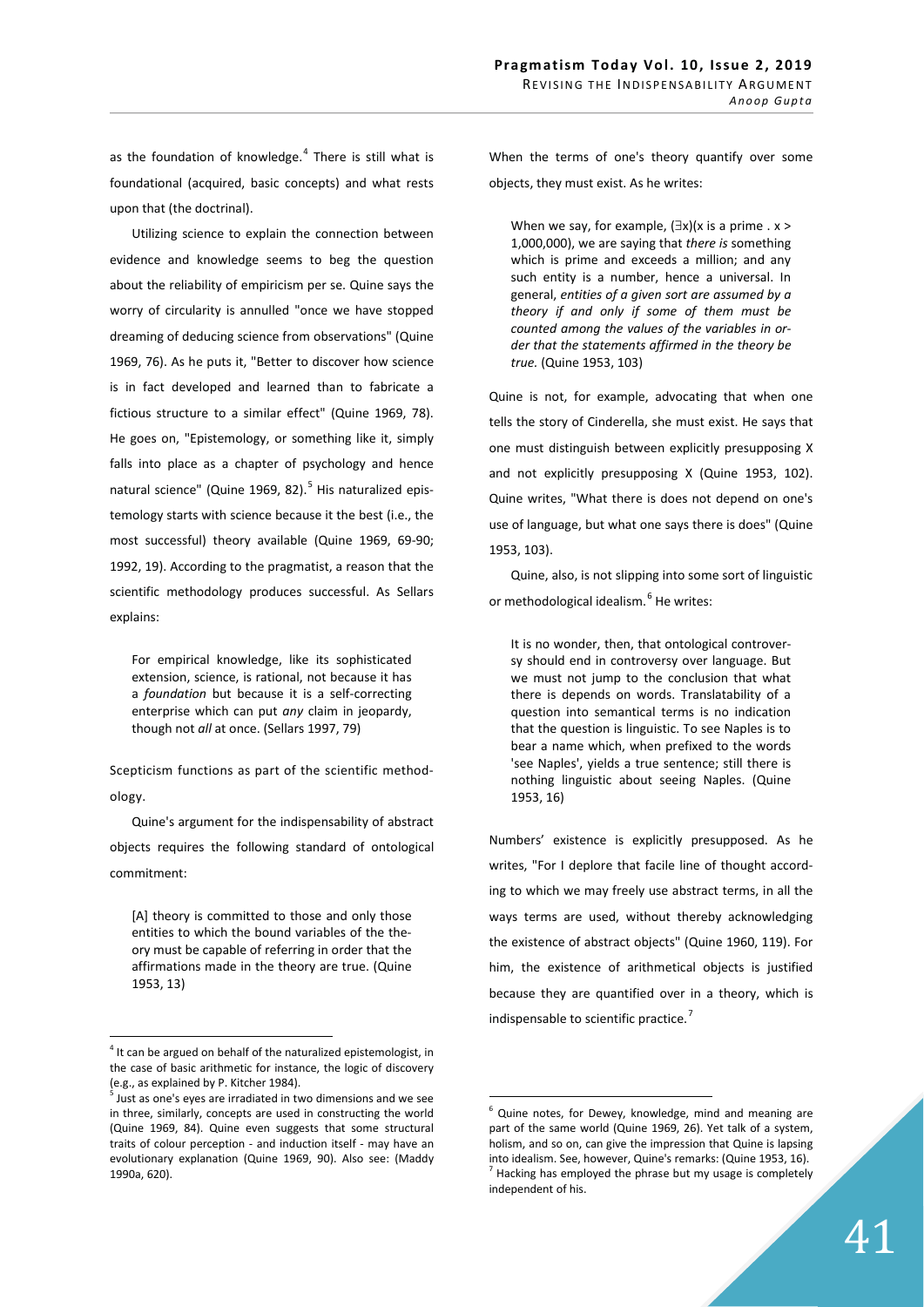as the foundation of knowledge.[4] There is still what is foundational (acquired, basic concepts) and what rests upon that (the doctrinal).

Utilizing science to explain the connection between evidence and knowledge seems to beg the question about the reliability of empiricism per se. Quine says the worry of circularity is annulled "once we have stopped dreaming of deducing science from observations" (Quine 1969, 76). As he puts it, "Better to discover how science is in fact developed and learned than to fabricate a fictious structure to a similar effect" (Quine 1969, 78). He goes on, "Epistemology, or something like it, simply falls into place as a chapter of psychology and hence natural science" (Quine 1969, 82).[5] His naturalized epistemology starts with science because it the best (i.e., the most successful) theory available (Quine 1969, 69-90; 1992, 19). According to the pragmatist, a reason that the scientific methodology produces successful. As Sellars explains:

> For empirical knowledge, like its sophisticated extension, science, is rational, not because it has a *foundation* but because it is a self-correcting enterprise which can put *any* claim in jeopardy, though not *all* at once. (Sellars 1997, 79)

Scepticism functions as part of the scientific methodology.

Quine's argument for the indispensability of abstract objects requires the following standard of ontological commitment:

> [A] theory is committed to those and only those entities to which the bound variables of the theory must be capable of referring in order that the affirmations made in the theory are true. (Quine 1953, 13)

When the terms of one's theory quantify over some objects, they must exist. As he writes:

> When we say, for example, $(\exists x)(x \text{ is a prime } . \ x > 1{,}000{,}000)$, we are saying that *there is* something which is prime and exceeds a million; and any such entity is a number, hence a universal. In general, *entities of a given sort are assumed by a theory if and only if some of them must be counted among the values of the variables in order that the statements affirmed in the theory be true.* (Quine 1953, 103)

Quine is not, for example, advocating that when one tells the story of Cinderella, she must exist. He says that one must distinguish between explicitly presupposing X and not explicitly presupposing X (Quine 1953, 102). Quine writes, "What there is does not depend on one's use of language, but what one says there is does" (Quine 1953, 103).

Quine, also, is not slipping into some sort of linguistic or methodological idealism.[6] He writes:

> It is no wonder, then, that ontological controversy should end in controversy over language. But we must not jump to the conclusion that what there is depends on words. Translatability of a question into semantical terms is no indication that the question is linguistic. To see Naples is to bear a name which, when prefixed to the words 'see Naples', yields a true sentence; still there is nothing linguistic about seeing Naples. (Quine 1953, 16)

Numbers' existence is explicitly presupposed. As he writes, "For I deplore that facile line of thought according to which we may freely use abstract terms, in all the ways terms are used, without thereby acknowledging the existence of abstract objects" (Quine 1960, 119). For him, the existence of arithmetical objects is justified because they are quantified over in a theory, which is indispensable to scientific practice.[7]

---

[4] It can be argued on behalf of the naturalized epistemologist, in the case of basic arithmetic for instance, the logic of discovery (e.g., as explained by P. Kitcher 1984).

[5] Just as one's eyes are irradiated in two dimensions and we see in three, similarly, concepts are used in constructing the world (Quine 1969, 84). Quine even suggests that some structural traits of colour perception - and induction itself - may have an evolutionary explanation (Quine 1969, 90). Also see: (Maddy 1990a, 620).

[6] Quine notes, for Dewey, knowledge, mind and meaning are part of the same world (Quine 1969, 26). Yet talk of a system, holism, and so on, can give the impression that Quine is lapsing into idealism. See, however, Quine's remarks: (Quine 1953, 16).

[7] Hacking has employed the phrase but my usage is completely independent of his.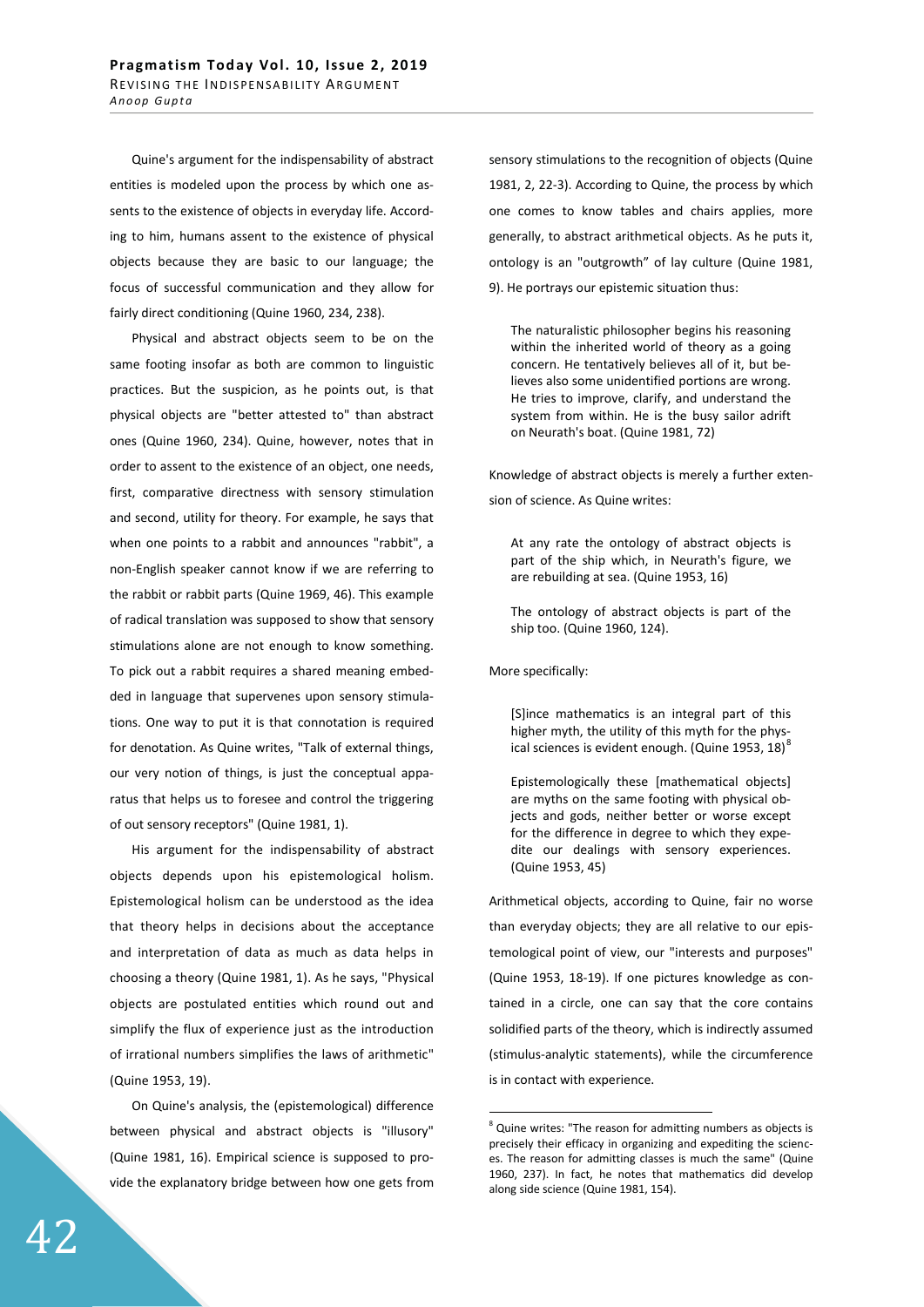Quine's argument for the indispensability of abstract entities is modeled upon the process by which one assents to the existence of objects in everyday life. According to him, humans assent to the existence of physical objects because they are basic to our language; the focus of successful communication and they allow for fairly direct conditioning (Quine 1960, 234, 238).

Physical and abstract objects seem to be on the same footing insofar as both are common to linguistic practices. But the suspicion, as he points out, is that physical objects are "better attested to" than abstract ones (Quine 1960, 234). Quine, however, notes that in order to assent to the existence of an object, one needs, first, comparative directness with sensory stimulation and second, utility for theory. For example, he says that when one points to a rabbit and announces "rabbit", a non-English speaker cannot know if we are referring to the rabbit or rabbit parts (Quine 1969, 46). This example of radical translation was supposed to show that sensory stimulations alone are not enough to know something. To pick out a rabbit requires a shared meaning embedded in language that supervenes upon sensory stimulations. One way to put it is that connotation is required for denotation. As Quine writes, "Talk of external things, our very notion of things, is just the conceptual apparatus that helps us to foresee and control the triggering of out sensory receptors" (Quine 1981, 1).

His argument for the indispensability of abstract objects depends upon his epistemological holism. Epistemological holism can be understood as the idea that theory helps in decisions about the acceptance and interpretation of data as much as data helps in choosing a theory (Quine 1981, 1). As he says, "Physical objects are postulated entities which round out and simplify the flux of experience just as the introduction of irrational numbers simplifies the laws of arithmetic" (Quine 1953, 19).

On Quine's analysis, the (epistemological) difference between physical and abstract objects is "illusory" (Quine 1981, 16). Empirical science is supposed to provide the explanatory bridge between how one gets from sensory stimulations to the recognition of objects (Quine 1981, 2, 22-3). According to Quine, the process by which one comes to know tables and chairs applies, more generally, to abstract arithmetical objects. As he puts it, ontology is an "outgrowth" of lay culture (Quine 1981, 9). He portrays our epistemic situation thus:

> The naturalistic philosopher begins his reasoning within the inherited world of theory as a going concern. He tentatively believes all of it, but believes also some unidentified portions are wrong. He tries to improve, clarify, and understand the system from within. He is the busy sailor adrift on Neurath's boat. (Quine 1981, 72)

Knowledge of abstract objects is merely a further extension of science. As Quine writes:

> At any rate the ontology of abstract objects is part of the ship which, in Neurath's figure, we are rebuilding at sea. (Quine 1953, 16)

> The ontology of abstract objects is part of the ship too. (Quine 1960, 124).

More specifically:

> [S]ince mathematics is an integral part of this higher myth, the utility of this myth for the physical sciences is evident enough. (Quine 1953, 18)[8]

> Epistemologically these [mathematical objects] are myths on the same footing with physical objects and gods, neither better or worse except for the difference in degree to which they expedite our dealings with sensory experiences. (Quine 1953, 45)

Arithmetical objects, according to Quine, fair no worse than everyday objects; they are all relative to our epistemological point of view, our "interests and purposes" (Quine 1953, 18-19). If one pictures knowledge as contained in a circle, one can say that the core contains solidified parts of the theory, which is indirectly assumed (stimulus-analytic statements), while the circumference is in contact with experience.

---

[8] Quine writes: "The reason for admitting numbers as objects is precisely their efficacy in organizing and expediting the sciences. The reason for admitting classes is much the same" (Quine 1960, 237). In fact, he notes that mathematics did develop along side science (Quine 1981, 154).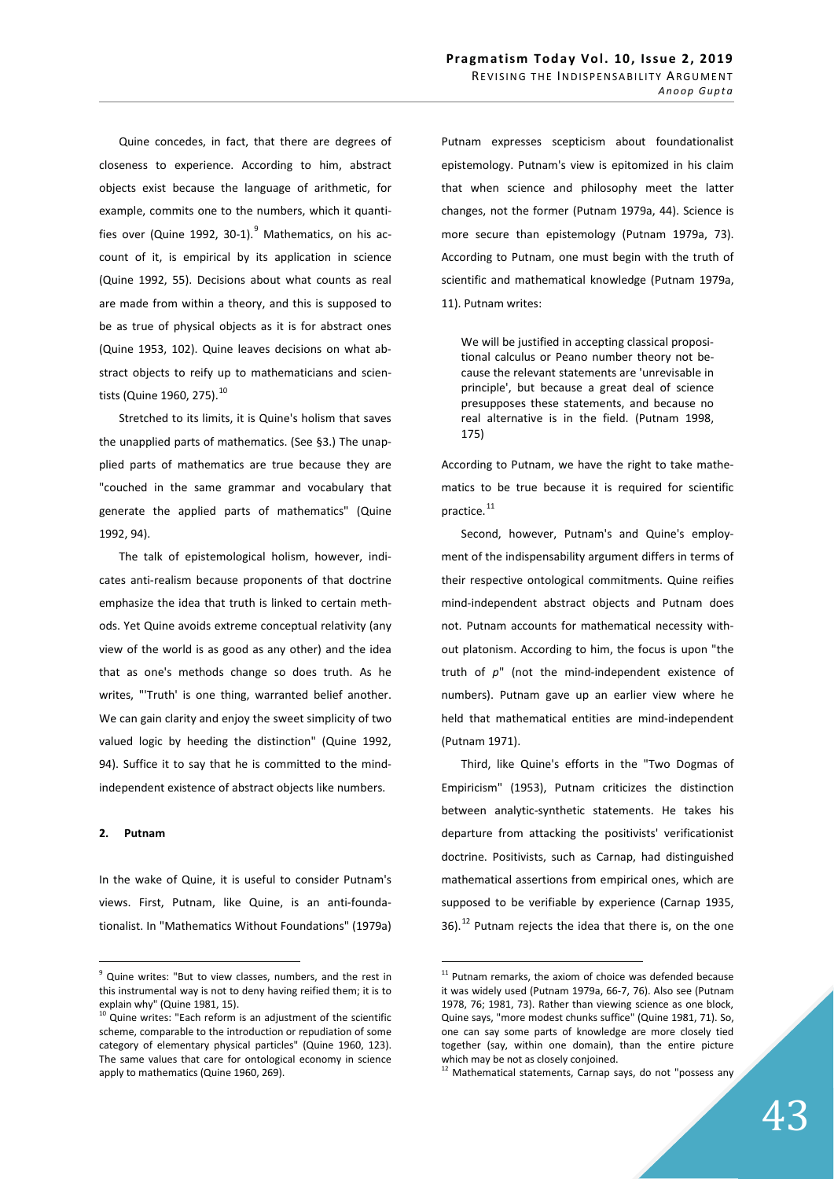Quine concedes, in fact, that there are degrees of closeness to experience. According to him, abstract objects exist because the language of arithmetic, for example, commits one to the numbers, which it quantifies over (Quine 1992, 30-1).[9] Mathematics, on his account of it, is empirical by its application in science (Quine 1992, 55). Decisions about what counts as real are made from within a theory, and this is supposed to be as true of physical objects as it is for abstract ones (Quine 1953, 102). Quine leaves decisions on what abstract objects to reify up to mathematicians and scientists (Quine 1960, 275).[10]

Stretched to its limits, it is Quine's holism that saves the unapplied parts of mathematics. (See §3.) The unapplied parts of mathematics are true because they are "couched in the same grammar and vocabulary that generate the applied parts of mathematics" (Quine 1992, 94).

The talk of epistemological holism, however, indicates anti-realism because proponents of that doctrine emphasize the idea that truth is linked to certain methods. Yet Quine avoids extreme conceptual relativity (any view of the world is as good as any other) and the idea that as one's methods change so does truth. As he writes, "'Truth' is one thing, warranted belief another. We can gain clarity and enjoy the sweet simplicity of two valued logic by heeding the distinction" (Quine 1992, 94). Suffice it to say that he is committed to the mind-independent existence of abstract objects like numbers.

## 2. Putnam

In the wake of Quine, it is useful to consider Putnam's views. First, Putnam, like Quine, is an anti-foundationalist. In "Mathematics Without Foundations" (1979a) Putnam expresses scepticism about foundationalist epistemology. Putnam's view is epitomized in his claim that when science and philosophy meet the latter changes, not the former (Putnam 1979a, 44). Science is more secure than epistemology (Putnam 1979a, 73). According to Putnam, one must begin with the truth of scientific and mathematical knowledge (Putnam 1979a, 11). Putnam writes:

> We will be justified in accepting classical propositional calculus or Peano number theory not because the relevant statements are 'unrevisable in principle', but because a great deal of science presupposes these statements, and because no real alternative is in the field. (Putnam 1998, 175)

According to Putnam, we have the right to take mathematics to be true because it is required for scientific practice.[11]

Second, however, Putnam's and Quine's employment of the indispensability argument differs in terms of their respective ontological commitments. Quine reifies mind-independent abstract objects and Putnam does not. Putnam accounts for mathematical necessity without platonism. According to him, the focus is upon "the truth of *p*" (not the mind-independent existence of numbers). Putnam gave up an earlier view where he held that mathematical entities are mind-independent (Putnam 1971).

Third, like Quine's efforts in the "Two Dogmas of Empiricism" (1953), Putnam criticizes the distinction between analytic-synthetic statements. He takes his departure from attacking the positivists' verificationist doctrine. Positivists, such as Carnap, had distinguished mathematical assertions from empirical ones, which are supposed to be verifiable by experience (Carnap 1935, 36).[12] Putnam rejects the idea that there is, on the one

---

[9] Quine writes: "But to view classes, numbers, and the rest in this instrumental way is not to deny having reified them; it is to explain why" (Quine 1981, 15).

[10] Quine writes: "Each reform is an adjustment of the scientific scheme, comparable to the introduction or repudiation of some category of elementary physical particles" (Quine 1960, 123). The same values that care for ontological economy in science apply to mathematics (Quine 1960, 269).

[11] Putnam remarks, the axiom of choice was defended because it was widely used (Putnam 1979a, 66-7, 76). Also see (Putnam 1978, 76; 1981, 73). Rather than viewing science as one block, Quine says, "more modest chunks suffice" (Quine 1981, 71). So, one can say some parts of knowledge are more closely tied together (say, within one domain), than the entire picture which may be not as closely conjoined.

[12] Mathematical statements, Carnap says, do not "possess any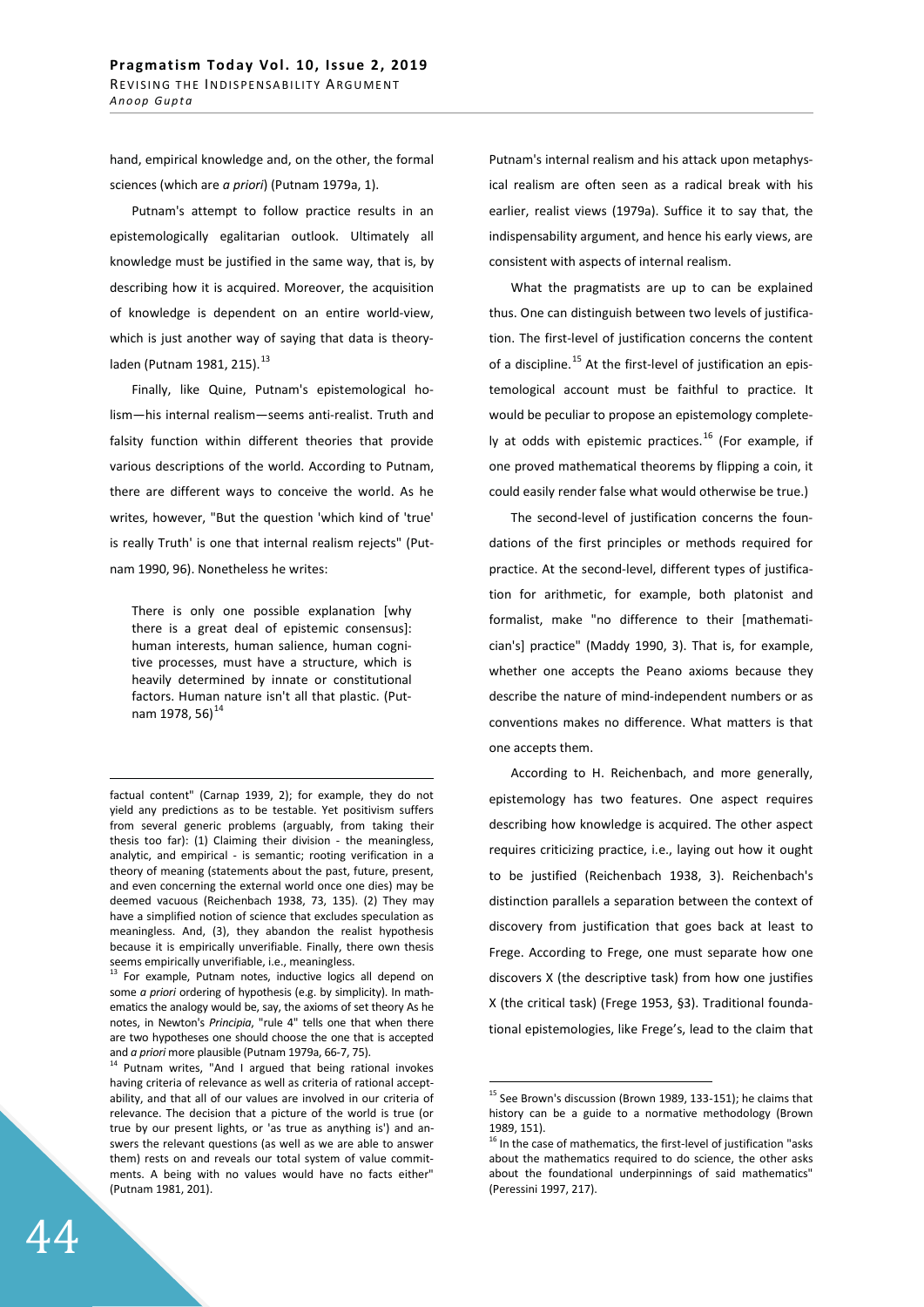hand, empirical knowledge and, on the other, the formal sciences (which are *a priori*) (Putnam 1979a, 1).

Putnam's attempt to follow practice results in an epistemologically egalitarian outlook. Ultimately all knowledge must be justified in the same way, that is, by describing how it is acquired. Moreover, the acquisition of knowledge is dependent on an entire world-view, which is just another way of saying that data is theory-laden (Putnam 1981, 215).[13]

Finally, like Quine, Putnam's epistemological holism—his internal realism—seems anti-realist. Truth and falsity function within different theories that provide various descriptions of the world. According to Putnam, there are different ways to conceive the world. As he writes, however, "But the question 'which kind of 'true' is really Truth' is one that internal realism rejects" (Putnam 1990, 96). Nonetheless he writes:

> There is only one possible explanation [why there is a great deal of epistemic consensus]: human interests, human salience, human cognitive processes, must have a structure, which is heavily determined by innate or constitutional factors. Human nature isn't all that plastic. (Putnam 1978, 56)[14]

Putnam's internal realism and his attack upon metaphysical realism are often seen as a radical break with his earlier, realist views (1979a). Suffice it to say that, the indispensability argument, and hence his early views, are consistent with aspects of internal realism.

What the pragmatists are up to can be explained thus. One can distinguish between two levels of justification. The first-level of justification concerns the content of a discipline.[15] At the first-level of justification an epistemological account must be faithful to practice. It would be peculiar to propose an epistemology completely at odds with epistemic practices.[16] (For example, if one proved mathematical theorems by flipping a coin, it could easily render false what would otherwise be true.)

The second-level of justification concerns the foundations of the first principles or methods required for practice. At the second-level, different types of justification for arithmetic, for example, both platonist and formalist, make "no difference to their [mathematician's] practice" (Maddy 1990, 3). That is, for example, whether one accepts the Peano axioms because they describe the nature of mind-independent numbers or as conventions makes no difference. What matters is that one accepts them.

According to H. Reichenbach, and more generally, epistemology has two features. One aspect requires describing how knowledge is acquired. The other aspect requires criticizing practice, i.e., laying out how it ought to be justified (Reichenbach 1938, 3). Reichenbach's distinction parallels a separation between the context of discovery from justification that goes back at least to Frege. According to Frege, one must separate how one discovers X (the descriptive task) from how one justifies X (the critical task) (Frege 1953, §3). Traditional foundational epistemologies, like Frege's, lead to the claim that

---

factual content" (Carnap 1939, 2); for example, they do not yield any predictions as to be testable. Yet positivism suffers from several generic problems (arguably, from taking their thesis too far): (1) Claiming their division - the meaningless, analytic, and empirical - is semantic; rooting verification in a theory of meaning (statements about the past, future, present, and even concerning the external world once one dies) may be deemed vacuous (Reichenbach 1938, 73, 135). (2) They may have a simplified notion of science that excludes speculation as meaningless. And, (3), they abandon the realist hypothesis because it is empirically unverifiable. Finally, there own thesis seems empirically unverifiable, i.e., meaningless.

[13] For example, Putnam notes, inductive logics all depend on some *a priori* ordering of hypothesis (e.g. by simplicity). In mathematics the analogy would be, say, the axioms of set theory As he notes, in Newton's *Principia*, "rule 4" tells one that when there are two hypotheses one should choose the one that is accepted and *a priori* more plausible (Putnam 1979a, 66-7, 75).

[14] Putnam writes, "And I argued that being rational invokes having criteria of relevance as well as criteria of rational acceptability, and that all of our values are involved in our criteria of relevance. The decision that a picture of the world is true (or true by our present lights, or 'as true as anything is') and answers the relevant questions (as well as we are able to answer them) rests on and reveals our total system of value commitments. A being with no values would have no facts either" (Putnam 1981, 201).

[15] See Brown's discussion (Brown 1989, 133-151); he claims that history can be a guide to a normative methodology (Brown 1989, 151).

[16] In the case of mathematics, the first-level of justification "asks about the mathematics required to do science, the other asks about the foundational underpinnings of said mathematics" (Peressini 1997, 217).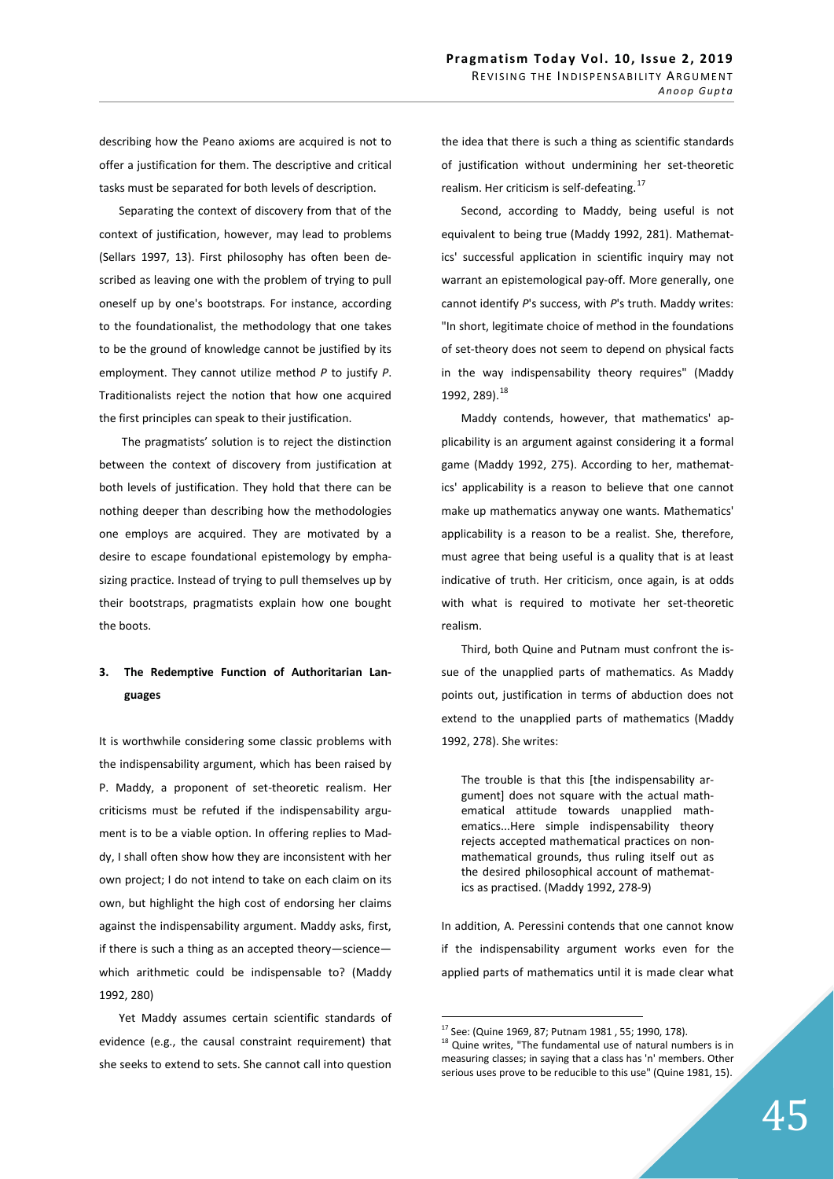describing how the Peano axioms are acquired is not to offer a justification for them. The descriptive and critical tasks must be separated for both levels of description.

Separating the context of discovery from that of the context of justification, however, may lead to problems (Sellars 1997, 13). First philosophy has often been described as leaving one with the problem of trying to pull oneself up by one's bootstraps. For instance, according to the foundationalist, the methodology that one takes to be the ground of knowledge cannot be justified by its employment. They cannot utilize method *P* to justify *P*. Traditionalists reject the notion that how one acquired the first principles can speak to their justification.

The pragmatists' solution is to reject the distinction between the context of discovery from justification at both levels of justification. They hold that there can be nothing deeper than describing how the methodologies one employs are acquired. They are motivated by a desire to escape foundational epistemology by emphasizing practice. Instead of trying to pull themselves up by their bootstraps, pragmatists explain how one bought the boots.

## 3. The Redemptive Function of Authoritarian Languages

It is worthwhile considering some classic problems with the indispensability argument, which has been raised by P. Maddy, a proponent of set-theoretic realism. Her criticisms must be refuted if the indispensability argument is to be a viable option. In offering replies to Maddy, I shall often show how they are inconsistent with her own project; I do not intend to take on each claim on its own, but highlight the high cost of endorsing her claims against the indispensability argument. Maddy asks, first, if there is such a thing as an accepted theory—science—which arithmetic could be indispensable to? (Maddy 1992, 280)

Yet Maddy assumes certain scientific standards of evidence (e.g., the causal constraint requirement) that she seeks to extend to sets. She cannot call into question the idea that there is such a thing as scientific standards of justification without undermining her set-theoretic realism. Her criticism is self-defeating.[17]

Second, according to Maddy, being useful is not equivalent to being true (Maddy 1992, 281). Mathematics' successful application in scientific inquiry may not warrant an epistemological pay-off. More generally, one cannot identify *P*'s success, with *P*'s truth. Maddy writes: "In short, legitimate choice of method in the foundations of set-theory does not seem to depend on physical facts in the way indispensability theory requires" (Maddy 1992, 289).[18]

Maddy contends, however, that mathematics' applicability is an argument against considering it a formal game (Maddy 1992, 275). According to her, mathematics' applicability is a reason to believe that one cannot make up mathematics anyway one wants. Mathematics' applicability is a reason to be a realist. She, therefore, must agree that being useful is a quality that is at least indicative of truth. Her criticism, once again, is at odds with what is required to motivate her set-theoretic realism.

Third, both Quine and Putnam must confront the issue of the unapplied parts of mathematics. As Maddy points out, justification in terms of abduction does not extend to the unapplied parts of mathematics (Maddy 1992, 278). She writes:

> The trouble is that this [the indispensability argument] does not square with the actual mathematical attitude towards unapplied mathematics...Here simple indispensability theory rejects accepted mathematical practices on non-mathematical grounds, thus ruling itself out as the desired philosophical account of mathematics as practised. (Maddy 1992, 278-9)

In addition, A. Peressini contends that one cannot know if the indispensability argument works even for the applied parts of mathematics until it is made clear what

---

[17] See: (Quine 1969, 87; Putnam 1981 , 55; 1990, 178).

[18] Quine writes, "The fundamental use of natural numbers is in measuring classes; in saying that a class has 'n' members. Other serious uses prove to be reducible to this use" (Quine 1981, 15).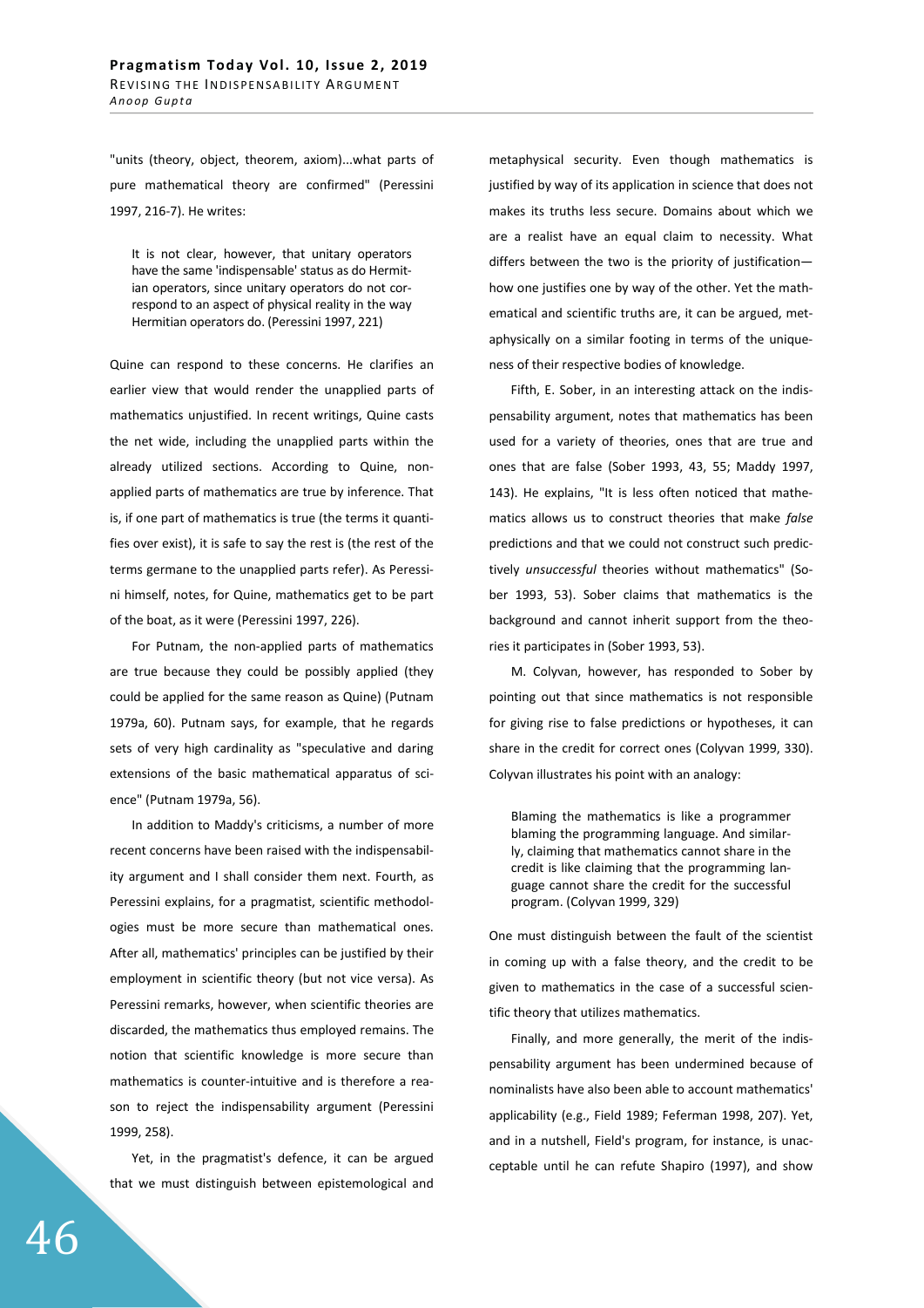"units (theory, object, theorem, axiom)...what parts of pure mathematical theory are confirmed" (Peressini 1997, 216-7). He writes:

> It is not clear, however, that unitary operators have the same 'indispensable' status as do Hermitian operators, since unitary operators do not correspond to an aspect of physical reality in the way Hermitian operators do. (Peressini 1997, 221)

Quine can respond to these concerns. He clarifies an earlier view that would render the unapplied parts of mathematics unjustified. In recent writings, Quine casts the net wide, including the unapplied parts within the already utilized sections. According to Quine, non-applied parts of mathematics are true by inference. That is, if one part of mathematics is true (the terms it quantifies over exist), it is safe to say the rest is (the rest of the terms germane to the unapplied parts refer). As Peressini himself, notes, for Quine, mathematics get to be part of the boat, as it were (Peressini 1997, 226).

For Putnam, the non-applied parts of mathematics are true because they could be possibly applied (they could be applied for the same reason as Quine) (Putnam 1979a, 60). Putnam says, for example, that he regards sets of very high cardinality as "speculative and daring extensions of the basic mathematical apparatus of science" (Putnam 1979a, 56).

In addition to Maddy's criticisms, a number of more recent concerns have been raised with the indispensability argument and I shall consider them next. Fourth, as Peressini explains, for a pragmatist, scientific methodologies must be more secure than mathematical ones. After all, mathematics' principles can be justified by their employment in scientific theory (but not vice versa). As Peressini remarks, however, when scientific theories are discarded, the mathematics thus employed remains. The notion that scientific knowledge is more secure than mathematics is counter-intuitive and is therefore a reason to reject the indispensability argument (Peressini 1999, 258).

Yet, in the pragmatist's defence, it can be argued that we must distinguish between epistemological and metaphysical security. Even though mathematics is justified by way of its application in science that does not makes its truths less secure. Domains about which we are a realist have an equal claim to necessity. What differs between the two is the priority of justification—how one justifies one by way of the other. Yet the mathematical and scientific truths are, it can be argued, metaphysically on a similar footing in terms of the uniqueness of their respective bodies of knowledge.

Fifth, E. Sober, in an interesting attack on the indispensability argument, notes that mathematics has been used for a variety of theories, ones that are true and ones that are false (Sober 1993, 43, 55; Maddy 1997, 143). He explains, "It is less often noticed that mathematics allows us to construct theories that make *false* predictions and that we could not construct such predictively *unsuccessful* theories without mathematics" (Sober 1993, 53). Sober claims that mathematics is the background and cannot inherit support from the theories it participates in (Sober 1993, 53).

M. Colyvan, however, has responded to Sober by pointing out that since mathematics is not responsible for giving rise to false predictions or hypotheses, it can share in the credit for correct ones (Colyvan 1999, 330). Colyvan illustrates his point with an analogy:

> Blaming the mathematics is like a programmer blaming the programming language. And similarly, claiming that mathematics cannot share in the credit is like claiming that the programming language cannot share the credit for the successful program. (Colyvan 1999, 329)

One must distinguish between the fault of the scientist in coming up with a false theory, and the credit to be given to mathematics in the case of a successful scientific theory that utilizes mathematics.

Finally, and more generally, the merit of the indispensability argument has been undermined because of nominalists have also been able to account mathematics' applicability (e.g., Field 1989; Feferman 1998, 207). Yet, and in a nutshell, Field's program, for instance, is unacceptable until he can refute Shapiro (1997), and show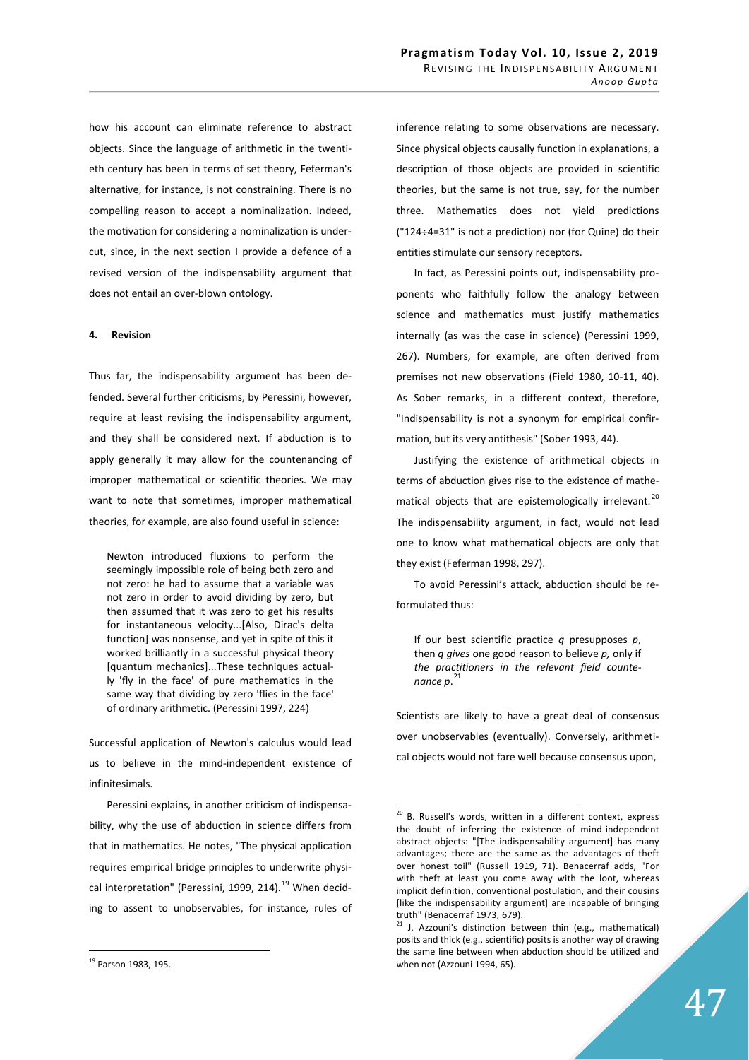how his account can eliminate reference to abstract objects. Since the language of arithmetic in the twentieth century has been in terms of set theory, Feferman's alternative, for instance, is not constraining. There is no compelling reason to accept a nominalization. Indeed, the motivation for considering a nominalization is undercut, since, in the next section I provide a defence of a revised version of the indispensability argument that does not entail an over-blown ontology.

## 4. Revision

Thus far, the indispensability argument has been defended. Several further criticisms, by Peressini, however, require at least revising the indispensability argument, and they shall be considered next. If abduction is to apply generally it may allow for the countenancing of improper mathematical or scientific theories. We may want to note that sometimes, improper mathematical theories, for example, are also found useful in science:

> Newton introduced fluxions to perform the seemingly impossible role of being both zero and not zero: he had to assume that a variable was not zero in order to avoid dividing by zero, but then assumed that it was zero to get his results for instantaneous velocity...[Also, Dirac's delta function] was nonsense, and yet in spite of this it worked brilliantly in a successful physical theory [quantum mechanics]...These techniques actually 'fly in the face' of pure mathematics in the same way that dividing by zero 'flies in the face' of ordinary arithmetic. (Peressini 1997, 224)

Successful application of Newton's calculus would lead us to believe in the mind-independent existence of infinitesimals.

Peressini explains, in another criticism of indispensability, why the use of abduction in science differs from that in mathematics. He notes, "The physical application requires empirical bridge principles to underwrite physical interpretation" (Peressini, 1999, 214).[19] When deciding to assent to unobservables, for instance, rules of inference relating to some observations are necessary. Since physical objects causally function in explanations, a description of those objects are provided in scientific theories, but the same is not true, say, for the number three. Mathematics does not yield predictions ("124÷4=31" is not a prediction) nor (for Quine) do their entities stimulate our sensory receptors.

In fact, as Peressini points out, indispensability proponents who faithfully follow the analogy between science and mathematics must justify mathematics internally (as was the case in science) (Peressini 1999, 267). Numbers, for example, are often derived from premises not new observations (Field 1980, 10-11, 40). As Sober remarks, in a different context, therefore, "Indispensability is not a synonym for empirical confirmation, but its very antithesis" (Sober 1993, 44).

Justifying the existence of arithmetical objects in terms of abduction gives rise to the existence of mathematical objects that are epistemologically irrelevant.[20] The indispensability argument, in fact, would not lead one to know what mathematical objects are only that they exist (Feferman 1998, 297).

To avoid Peressini's attack, abduction should be reformulated thus:

> If our best scientific practice *q* presupposes *p*, then *q gives* one good reason to believe *p,* only if *the practitioners in the relevant field countenance p*.[21]

Scientists are likely to have a great deal of consensus over unobservables (eventually). Conversely, arithmetical objects would not fare well because consensus upon,

---

[19] Parson 1983, 195.

[20] B. Russell's words, written in a different context, express the doubt of inferring the existence of mind-independent abstract objects: "[The indispensability argument] has many advantages; there are the same as the advantages of theft over honest toil" (Russell 1919, 71). Benacerraf adds, "For with theft at least you come away with the loot, whereas implicit definition, conventional postulation, and their cousins [like the indispensability argument] are incapable of bringing truth" (Benacerraf 1973, 679).

[21] J. Azzouni's distinction between thin (e.g., mathematical) posits and thick (e.g., scientific) posits is another way of drawing the same line between when abduction should be utilized and when not (Azzouni 1994, 65).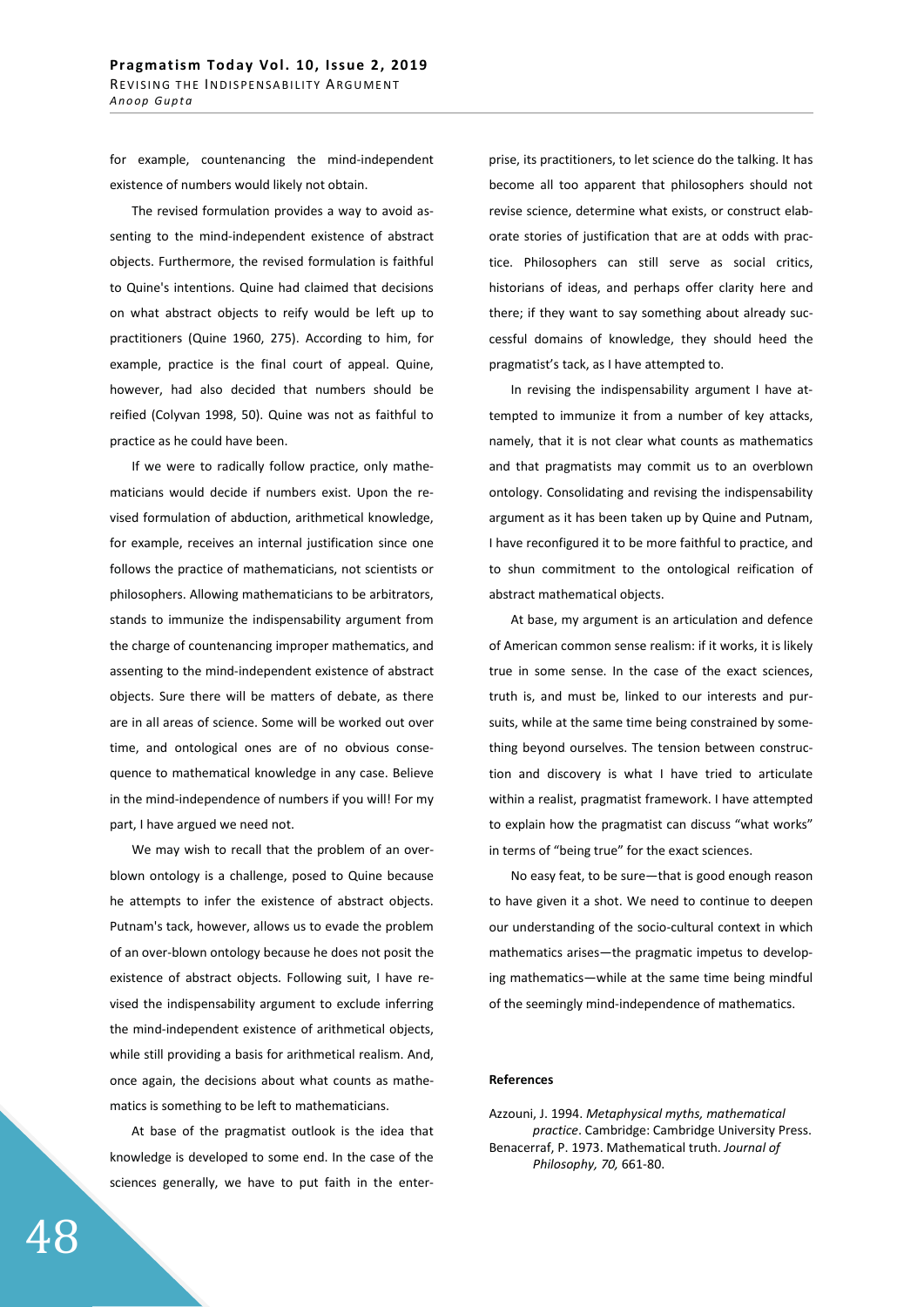for example, countenancing the mind-independent existence of numbers would likely not obtain.

The revised formulation provides a way to avoid assenting to the mind-independent existence of abstract objects. Furthermore, the revised formulation is faithful to Quine's intentions. Quine had claimed that decisions on what abstract objects to reify would be left up to practitioners (Quine 1960, 275). According to him, for example, practice is the final court of appeal. Quine, however, had also decided that numbers should be reified (Colyvan 1998, 50). Quine was not as faithful to practice as he could have been.

If we were to radically follow practice, only mathematicians would decide if numbers exist. Upon the revised formulation of abduction, arithmetical knowledge, for example, receives an internal justification since one follows the practice of mathematicians, not scientists or philosophers. Allowing mathematicians to be arbitrators, stands to immunize the indispensability argument from the charge of countenancing improper mathematics, and assenting to the mind-independent existence of abstract objects. Sure there will be matters of debate, as there are in all areas of science. Some will be worked out over time, and ontological ones are of no obvious consequence to mathematical knowledge in any case. Believe in the mind-independence of numbers if you will! For my part, I have argued we need not.

We may wish to recall that the problem of an overblown ontology is a challenge, posed to Quine because he attempts to infer the existence of abstract objects. Putnam's tack, however, allows us to evade the problem of an over-blown ontology because he does not posit the existence of abstract objects. Following suit, I have revised the indispensability argument to exclude inferring the mind-independent existence of arithmetical objects, while still providing a basis for arithmetical realism. And, once again, the decisions about what counts as mathematics is something to be left to mathematicians.

At base of the pragmatist outlook is the idea that knowledge is developed to some end. In the case of the sciences generally, we have to put faith in the enterprise, its practitioners, to let science do the talking. It has become all too apparent that philosophers should not revise science, determine what exists, or construct elaborate stories of justification that are at odds with practice. Philosophers can still serve as social critics, historians of ideas, and perhaps offer clarity here and there; if they want to say something about already successful domains of knowledge, they should heed the pragmatist's tack, as I have attempted to.

In revising the indispensability argument I have attempted to immunize it from a number of key attacks, namely, that it is not clear what counts as mathematics and that pragmatists may commit us to an overblown ontology. Consolidating and revising the indispensability argument as it has been taken up by Quine and Putnam, I have reconfigured it to be more faithful to practice, and to shun commitment to the ontological reification of abstract mathematical objects.

At base, my argument is an articulation and defence of American common sense realism: if it works, it is likely true in some sense. In the case of the exact sciences, truth is, and must be, linked to our interests and pursuits, while at the same time being constrained by something beyond ourselves. The tension between construction and discovery is what I have tried to articulate within a realist, pragmatist framework. I have attempted to explain how the pragmatist can discuss "what works" in terms of "being true" for the exact sciences.

No easy feat, to be sure—that is good enough reason to have given it a shot. We need to continue to deepen our understanding of the socio-cultural context in which mathematics arises—the pragmatic impetus to developing mathematics—while at the same time being mindful of the seemingly mind-independence of mathematics.

#### References

Azzouni, J. 1994. *Metaphysical myths, mathematical practice*. Cambridge: Cambridge University Press.

Benacerraf, P. 1973. Mathematical truth. *Journal of Philosophy, 70,* 661-80.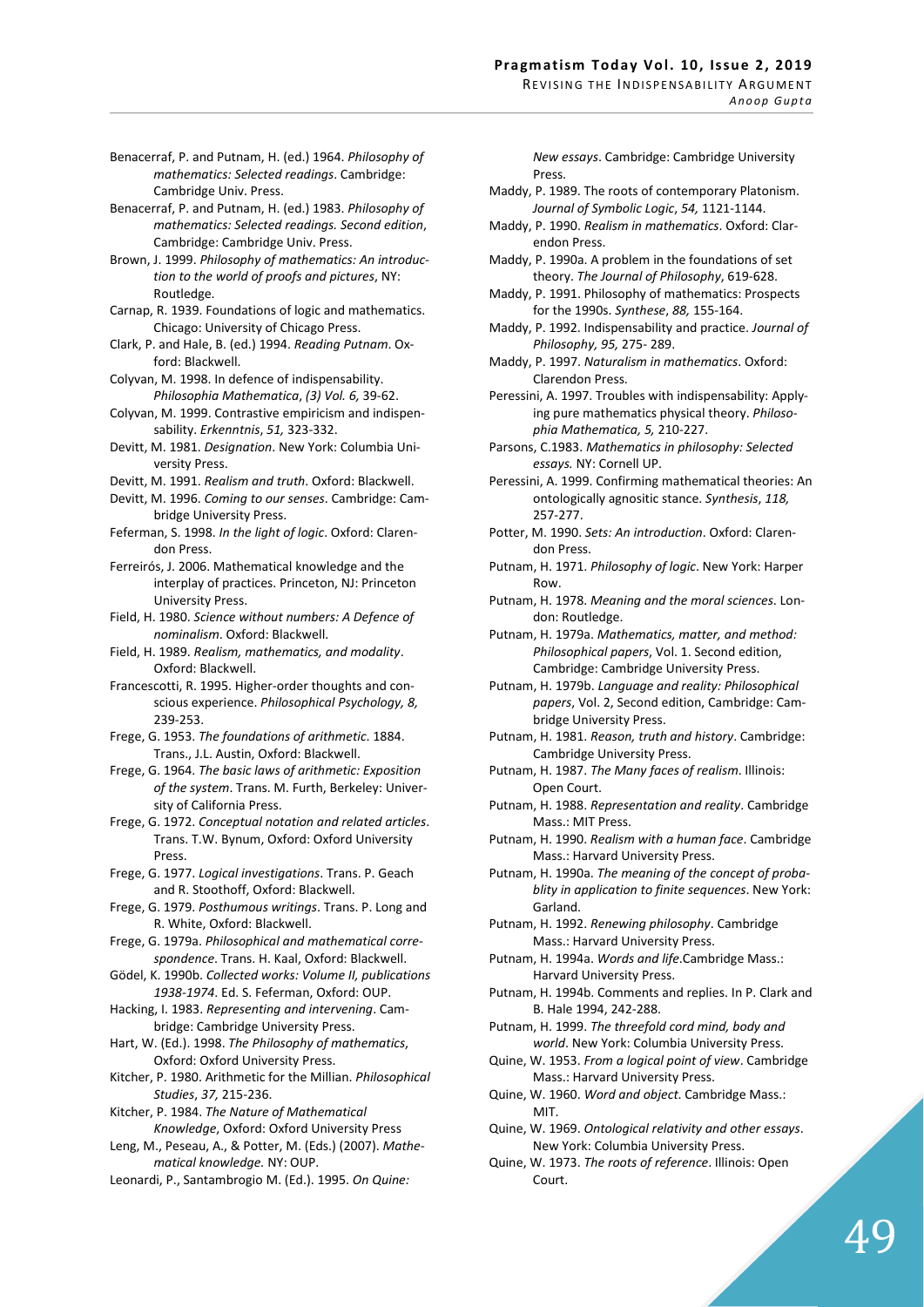Benacerraf, P. and Putnam, H. (ed.) 1964. *Philosophy of mathematics: Selected readings*. Cambridge: Cambridge Univ. Press.

Benacerraf, P. and Putnam, H. (ed.) 1983. *Philosophy of mathematics: Selected readings. Second edition*, Cambridge: Cambridge Univ. Press.

Brown, J. 1999. *Philosophy of mathematics: An introduction to the world of proofs and pictures*, NY: Routledge.

Carnap, R. 1939. Foundations of logic and mathematics. Chicago: University of Chicago Press.

Clark, P. and Hale, B. (ed.) 1994. *Reading Putnam*. Oxford: Blackwell.

Colyvan, M. 1998. In defence of indispensability. *Philosophia Mathematica*, *(3) Vol. 6,* 39-62.

Colyvan, M. 1999. Contrastive empiricism and indispensability. *Erkenntnis*, *51,* 323-332.

Devitt, M. 1981. *Designation*. New York: Columbia University Press.

Devitt, M. 1991. *Realism and truth*. Oxford: Blackwell.

Devitt, M. 1996. *Coming to our senses*. Cambridge: Cambridge University Press.

Feferman, S. 1998. *In the light of logic*. Oxford: Clarendon Press.

Ferreirós, J. 2006. Mathematical knowledge and the interplay of practices. Princeton, NJ: Princeton University Press.

Field, H. 1980. *Science without numbers: A Defence of nominalism*. Oxford: Blackwell.

Field, H. 1989. *Realism, mathematics, and modality*. Oxford: Blackwell.

Francescotti, R. 1995. Higher-order thoughts and conscious experience. *Philosophical Psychology, 8,* 239-253.

Frege, G. 1953. *The foundations of arithmetic*. 1884. Trans., J.L. Austin, Oxford: Blackwell.

Frege, G. 1964. *The basic laws of arithmetic: Exposition of the system*. Trans. M. Furth, Berkeley: University of California Press.

Frege, G. 1972. *Conceptual notation and related articles*. Trans. T.W. Bynum, Oxford: Oxford University Press.

Frege, G. 1977. *Logical investigations*. Trans. P. Geach and R. Stoothoff, Oxford: Blackwell.

Frege, G. 1979. *Posthumous writings*. Trans. P. Long and R. White, Oxford: Blackwell.

Frege, G. 1979a. *Philosophical and mathematical correspondence*. Trans. H. Kaal, Oxford: Blackwell.

Gödel, K. 1990b. *Collected works: Volume II, publications 1938-1974*. Ed. S. Feferman, Oxford: OUP.

Hacking, I. 1983. *Representing and intervening*. Cambridge: Cambridge University Press.

Hart, W. (Ed.). 1998. *The Philosophy of mathematics*, Oxford: Oxford University Press.

Kitcher, P. 1980. Arithmetic for the Millian. *Philosophical Studies*, *37,* 215-236.

Kitcher, P. 1984. *The Nature of Mathematical Knowledge*, Oxford: Oxford University Press

Leng, M., Peseau, A., & Potter, M. (Eds.) (2007). *Mathematical knowledge.* NY: OUP.

Leonardi, P., Santambrogio M. (Ed.). 1995. *On Quine: New essays*. Cambridge: Cambridge University Press.

Maddy, P. 1989. The roots of contemporary Platonism. *Journal of Symbolic Logic*, *54,* 1121-1144.

Maddy, P. 1990. *Realism in mathematics*. Oxford: Clarendon Press.

Maddy, P. 1990a. A problem in the foundations of set theory. *The Journal of Philosophy*, 619-628.

Maddy, P. 1991. Philosophy of mathematics: Prospects for the 1990s. *Synthese*, *88,* 155-164.

Maddy, P. 1992. Indispensability and practice. *Journal of Philosophy, 95,* 275- 289.

Maddy, P. 1997. *Naturalism in mathematics*. Oxford: Clarendon Press.

Peressini, A. 1997. Troubles with indispensability: Applying pure mathematics physical theory. *Philosophia Mathematica, 5,* 210-227.

Parsons, C.1983. *Mathematics in philosophy: Selected essays.* NY: Cornell UP.

Peressini, A. 1999. Confirming mathematical theories: An ontologically agnositic stance. *Synthesis*, *118,* 257-277.

Potter, M. 1990. *Sets: An introduction*. Oxford: Clarendon Press.

Putnam, H. 1971. *Philosophy of logic*. New York: Harper Row.

Putnam, H. 1978. *Meaning and the moral sciences*. London: Routledge.

Putnam, H. 1979a. *Mathematics, matter, and method: Philosophical papers*, Vol. 1. Second edition, Cambridge: Cambridge University Press.

Putnam, H. 1979b. *Language and reality: Philosophical papers*, Vol. 2, Second edition, Cambridge: Cambridge University Press.

Putnam, H. 1981. *Reason, truth and history*. Cambridge: Cambridge University Press.

Putnam, H. 1987. *The Many faces of realism*. Illinois: Open Court.

Putnam, H. 1988. *Representation and reality*. Cambridge Mass.: MIT Press.

Putnam, H. 1990. *Realism with a human face*. Cambridge Mass.: Harvard University Press.

Putnam, H. 1990a. *The meaning of the concept of probablity in application to finite sequences*. New York: Garland.

Putnam, H. 1992. *Renewing philosophy*. Cambridge Mass.: Harvard University Press.

Putnam, H. 1994a. *Words and life*.Cambridge Mass.: Harvard University Press.

Putnam, H. 1994b. Comments and replies. In P. Clark and B. Hale 1994, 242-288.

Putnam, H. 1999. *The threefold cord mind, body and world*. New York: Columbia University Press.

Quine, W. 1953. *From a logical point of view*. Cambridge Mass.: Harvard University Press.

Quine, W. 1960. *Word and object*. Cambridge Mass.: MIT.

Quine, W. 1969. *Ontological relativity and other essays*. New York: Columbia University Press.

Quine, W. 1973. *The roots of reference*. Illinois: Open Court.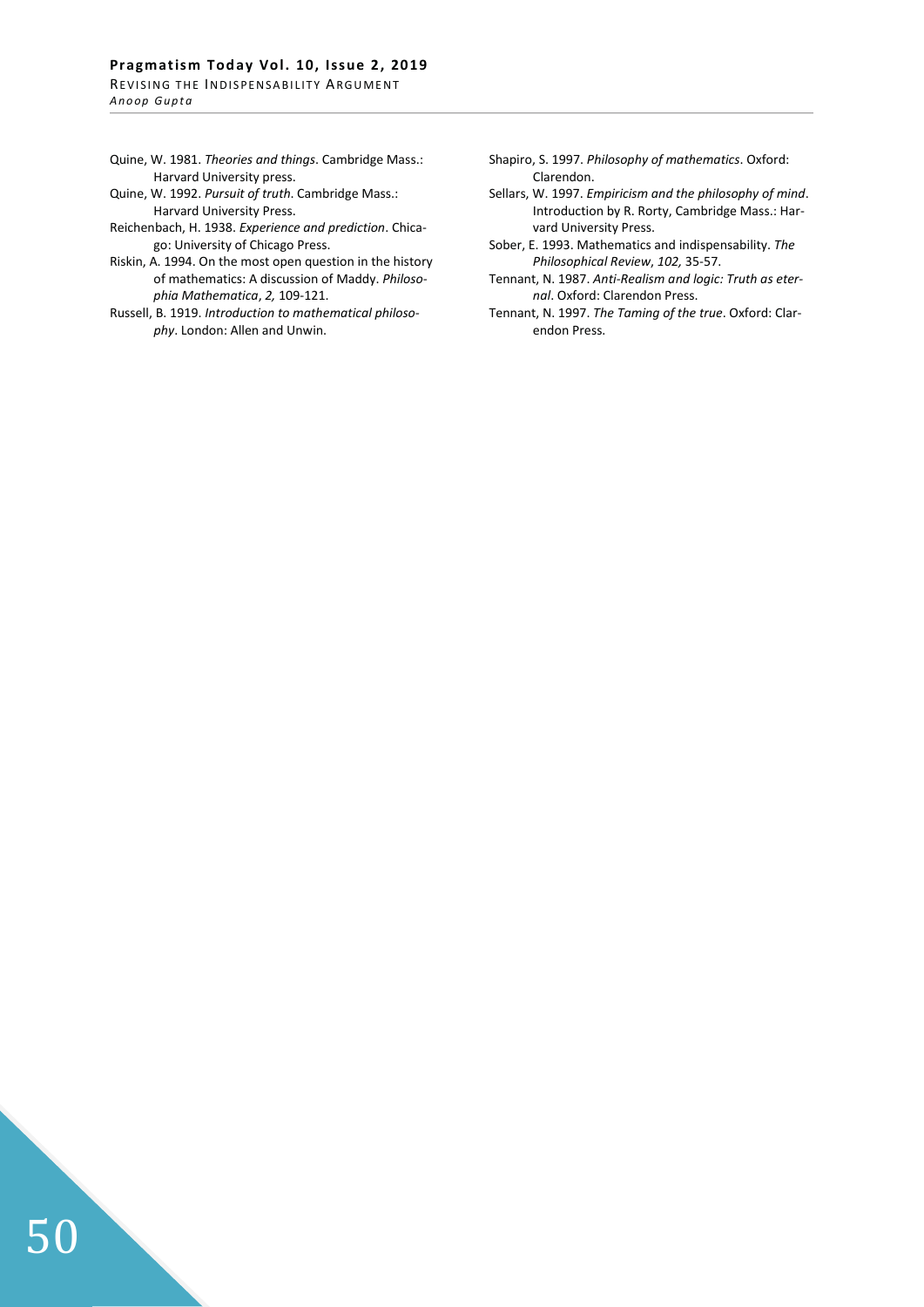Quine, W. 1981. *Theories and things*. Cambridge Mass.: Harvard University press.

Quine, W. 1992. *Pursuit of truth*. Cambridge Mass.: Harvard University Press.

Reichenbach, H. 1938. *Experience and prediction*. Chicago: University of Chicago Press.

Riskin, A. 1994. On the most open question in the history of mathematics: A discussion of Maddy. *Philosophia Mathematica*, *2,* 109-121.

Russell, B. 1919. *Introduction to mathematical philosophy*. London: Allen and Unwin.

Shapiro, S. 1997. *Philosophy of mathematics*. Oxford: Clarendon.

Sellars, W. 1997. *Empiricism and the philosophy of mind*. Introduction by R. Rorty, Cambridge Mass.: Harvard University Press.

Sober, E. 1993. Mathematics and indispensability. *The Philosophical Review*, *102,* 35-57.

Tennant, N. 1987. *Anti-Realism and logic: Truth as eternal*. Oxford: Clarendon Press.

Tennant, N. 1997. *The Taming of the true*. Oxford: Clarendon Press.